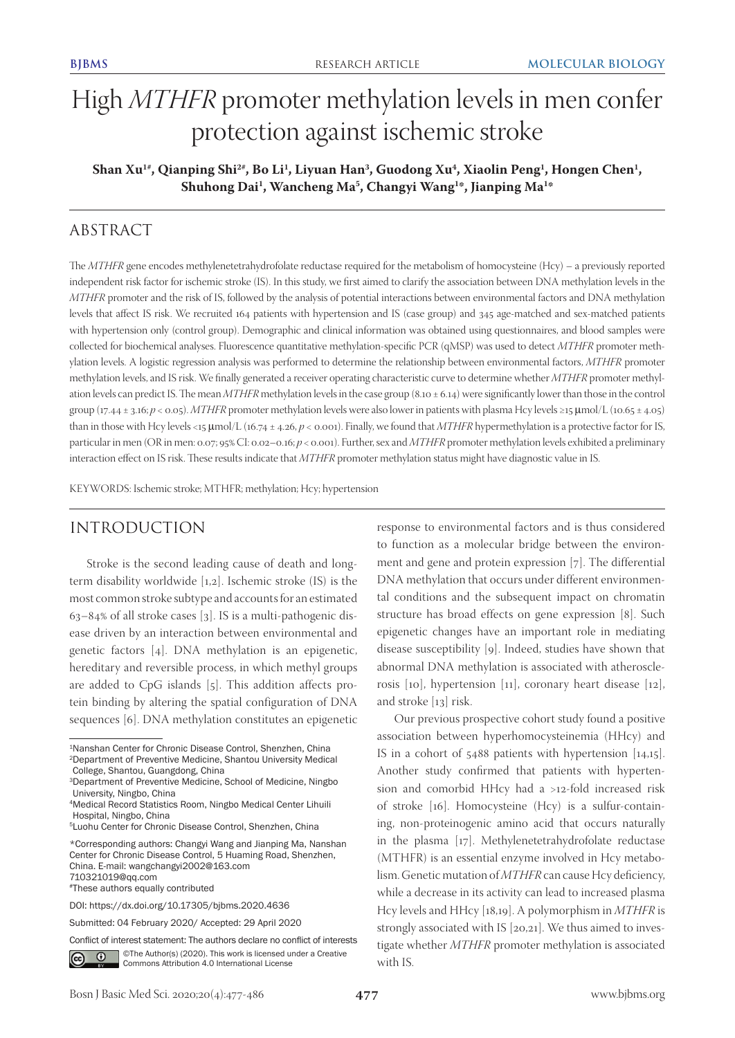# High *MTHFR* promoter methylation levels in men confer protection against ischemic stroke

**Shan Xu[1#], Qianping Shi[2#], Bo Li[1], Liyuan Han[3], Guodong Xu[4], Xiaolin Peng[1], Hongen Chen[1], Shuhong Dai[1], Wancheng Ma[5], Changyi Wang[1*], Jianping Ma[1*]**

## ABSTRACT

The *MTHFR* gene encodes methylenetetrahydrofolate reductase required for the metabolism of homocysteine (Hcy) – a previously reported independent risk factor for ischemic stroke (IS). In this study, we first aimed to clarify the association between DNA methylation levels in the *MTHFR* promoter and the risk of IS, followed by the analysis of potential interactions between environmental factors and DNA methylation levels that affect IS risk. We recruited 164 patients with hypertension and IS (case group) and 345 age-matched and sex-matched patients with hypertension only (control group). Demographic and clinical information was obtained using questionnaires, and blood samples were collected for biochemical analyses. Fluorescence quantitative methylation-specific PCR (qMSP) was used to detect *MTHFR* promoter methylation levels. A logistic regression analysis was performed to determine the relationship between environmental factors, *MTHFR* promoter methylation levels, and IS risk. We finally generated a receiver operating characteristic curve to determine whether *MTHFR* promoter methylation levels can predict IS. The mean *MTHFR* methylation levels in the case group (8.10 ± 6.14) were significantly lower than those in the control group (17.44 ± 3.16; $p < 0.05$). *MTHFR* promoter methylation levels were also lower in patients with plasma Hcy levels ≥15 μmol/L (10.65 ± 4.05) than in those with Hcy levels <15 μmol/L (16.74 ± 4.26, $p < 0.001$). Finally, we found that *MTHFR* hypermethylation is a protective factor for IS, particular in men (OR in men: 0.07; 95% CI: 0.02–0.16; $p < 0.001$). Further, sex and *MTHFR* promoter methylation levels exhibited a preliminary interaction effect on IS risk. These results indicate that *MTHFR* promoter methylation status might have diagnostic value in IS.

KEYWORDS: Ischemic stroke; MTHFR; methylation; Hcy; hypertension

## INTRODUCTION

Stroke is the second leading cause of death and long-term disability worldwide [1,2]. Ischemic stroke (IS) is the most common stroke subtype and accounts for an estimated 63–84% of all stroke cases [3]. IS is a multi-pathogenic disease driven by an interaction between environmental and genetic factors [4]. DNA methylation is an epigenetic, hereditary and reversible process, in which methyl groups are added to CpG islands [5]. This addition affects protein binding by altering the spatial configuration of DNA sequences [6]. DNA methylation constitutes an epigenetic response to environmental factors and is thus considered to function as a molecular bridge between the environment and gene and protein expression [7]. The differential DNA methylation that occurs under different environmental conditions and the subsequent impact on chromatin structure has broad effects on gene expression [8]. Such epigenetic changes have an important role in mediating disease susceptibility [9]. Indeed, studies have shown that abnormal DNA methylation is associated with atherosclerosis [10], hypertension [11], coronary heart disease [12], and stroke [13] risk.

Our previous prospective cohort study found a positive association between hyperhomocysteinemia (HHcy) and IS in a cohort of 5488 patients with hypertension [14,15]. Another study confirmed that patients with hypertension and comorbid HHcy had a >12-fold increased risk of stroke [16]. Homocysteine (Hcy) is a sulfur-containing, non-proteinogenic amino acid that occurs naturally in the plasma [17]. Methylenetetrahydrofolate reductase (MTHFR) is an essential enzyme involved in Hcy metabolism. Genetic mutation of *MTHFR* can cause Hcy deficiency, while a decrease in its activity can lead to increased plasma Hcy levels and HHcy [18,19]. A polymorphism in *MTHFR* is strongly associated with IS [20,21]. We thus aimed to investigate whether *MTHFR* promoter methylation is associated with IS.

[1]Nanshan Center for Chronic Disease Control, Shenzhen, China
[2]Department of Preventive Medicine, Shantou University Medical College, Shantou, Guangdong, China
[3]Department of Preventive Medicine, School of Medicine, Ningbo University, Ningbo, China
[4]Medical Record Statistics Room, Ningbo Medical Center Lihuili Hospital, Ningbo, China
[5]Luohu Center for Chronic Disease Control, Shenzhen, China

*Corresponding authors: Changyi Wang and Jianping Ma, Nanshan Center for Chronic Disease Control, 5 Huaming Road, Shenzhen, China. E-mail: wangchangyi2002@163.com 710321019@qq.com
#These authors equally contributed

DOI: https://dx.doi.org/10.17305/bjbms.2020.4636

Submitted: 04 February 2020/ Accepted: 29 April 2020

Conflict of interest statement: The authors declare no conflict of interests

©The Author(s) (2020). This work is licensed under a Creative Commons Attribution 4.0 International License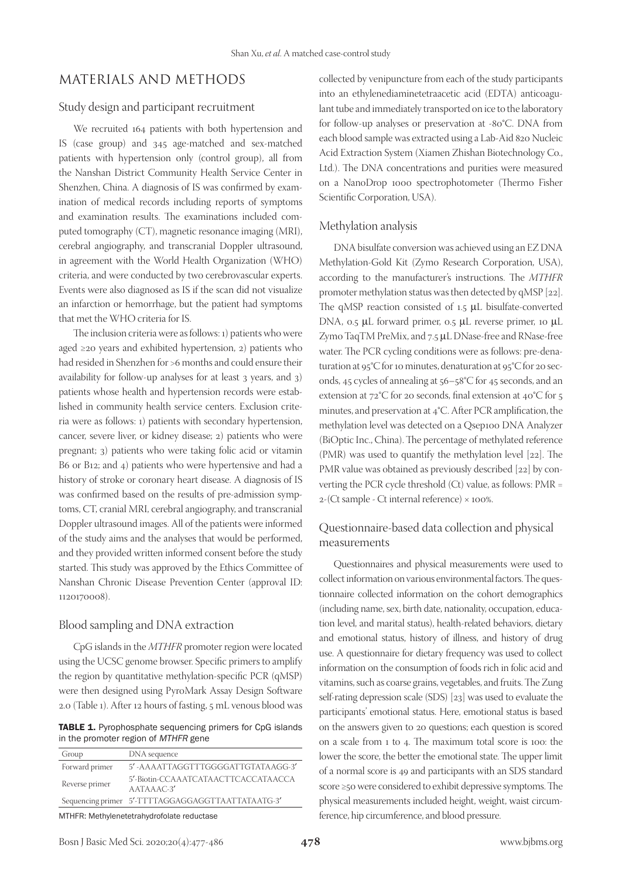# MATERIALS AND METHODS

## Study design and participant recruitment

We recruited 164 patients with both hypertension and IS (case group) and 345 age-matched and sex-matched patients with hypertension only (control group), all from the Nanshan District Community Health Service Center in Shenzhen, China. A diagnosis of IS was confirmed by examination of medical records including reports of symptoms and examination results. The examinations included computed tomography (CT), magnetic resonance imaging (MRI), cerebral angiography, and transcranial Doppler ultrasound, in agreement with the World Health Organization (WHO) criteria, and were conducted by two cerebrovascular experts. Events were also diagnosed as IS if the scan did not visualize an infarction or hemorrhage, but the patient had symptoms that met the WHO criteria for IS.

The inclusion criteria were as follows: 1) patients who were aged ≥20 years and exhibited hypertension, 2) patients who had resided in Shenzhen for >6 months and could ensure their availability for follow-up analyses for at least 3 years, and 3) patients whose health and hypertension records were established in community health service centers. Exclusion criteria were as follows: 1) patients with secondary hypertension, cancer, severe liver, or kidney disease; 2) patients who were pregnant; 3) patients who were taking folic acid or vitamin B6 or B12; and 4) patients who were hypertensive and had a history of stroke or coronary heart disease. A diagnosis of IS was confirmed based on the results of pre-admission symptoms, CT, cranial MRI, cerebral angiography, and transcranial Doppler ultrasound images. All of the patients were informed of the study aims and the analyses that would be performed, and they provided written informed consent before the study started. This study was approved by the Ethics Committee of Nanshan Chronic Disease Prevention Center (approval ID: 1120170008).

## Blood sampling and DNA extraction

CpG islands in the *MTHFR* promoter region were located using the UCSC genome browser. Specific primers to amplify the region by quantitative methylation-specific PCR (qMSP) were then designed using PyroMark Assay Design Software 2.0 (Table 1). After 12 hours of fasting, 5 mL venous blood was collected by venipuncture from each of the study participants into an ethylenediaminetetraacetic acid (EDTA) anticoagulant tube and immediately transported on ice to the laboratory for follow-up analyses or preservation at -80°C. DNA from each blood sample was extracted using a Lab-Aid 820 Nucleic Acid Extraction System (Xiamen Zhishan Biotechnology Co., Ltd.). The DNA concentrations and purities were measured on a NanoDrop 1000 spectrophotometer (Thermo Fisher Scientific Corporation, USA).

**TABLE 1.** Pyrophosphate sequencing primers for CpG islands in the promoter region of *MTHFR* gene

| Group | DNA sequence |
|---|---|
| Forward primer | 5′-AAAATTAGGTTTGGGGATTGTATAAGG-3′ |
| Reverse primer | 5′-Biotin-CCAAATCATAACTTCACCATAACCA AATAAAC-3′ |
| Sequencing primer | 5′-TTTTAGGAGGAGGTTAATTATAATG-3′ |

MTHFR: Methylenetetrahydrofolate reductase

## Methylation analysis

DNA bisulfate conversion was achieved using an EZ DNA Methylation-Gold Kit (Zymo Research Corporation, USA), according to the manufacturer's instructions. The *MTHFR* promoter methylation status was then detected by qMSP [22]. The qMSP reaction consisted of 1.5 μL bisulfate-converted DNA, 0.5 μL forward primer, 0.5 μL reverse primer, 10 μL Zymo TaqTM PreMix, and 7.5 μL DNase-free and RNase-free water. The PCR cycling conditions were as follows: pre-denaturation at 95°C for 10 minutes, denaturation at 95°C for 20 seconds, 45 cycles of annealing at 56–58°C for 45 seconds, and an extension at 72°C for 20 seconds, final extension at 40°C for 5 minutes, and preservation at 4°C. After PCR amplification, the methylation level was detected on a Qsep100 DNA Analyzer (BiOptic Inc., China). The percentage of methylated reference (PMR) was used to quantify the methylation level [22]. The PMR value was obtained as previously described [22] by converting the PCR cycle threshold (Ct) value, as follows: PMR = 2-(Ct sample - Ct internal reference) × 100%.

## Questionnaire-based data collection and physical measurements

Questionnaires and physical measurements were used to collect information on various environmental factors. The questionnaire collected information on the cohort demographics (including name, sex, birth date, nationality, occupation, education level, and marital status), health-related behaviors, dietary and emotional status, history of illness, and history of drug use. A questionnaire for dietary frequency was used to collect information on the consumption of foods rich in folic acid and vitamins, such as coarse grains, vegetables, and fruits. The Zung self-rating depression scale (SDS) [23] was used to evaluate the participants' emotional status. Here, emotional status is based on the answers given to 20 questions; each question is scored on a scale from 1 to 4. The maximum total score is 100: the lower the score, the better the emotional state. The upper limit of a normal score is 49 and participants with an SDS standard score ≥50 were considered to exhibit depressive symptoms. The physical measurements included height, weight, waist circumference, hip circumference, and blood pressure.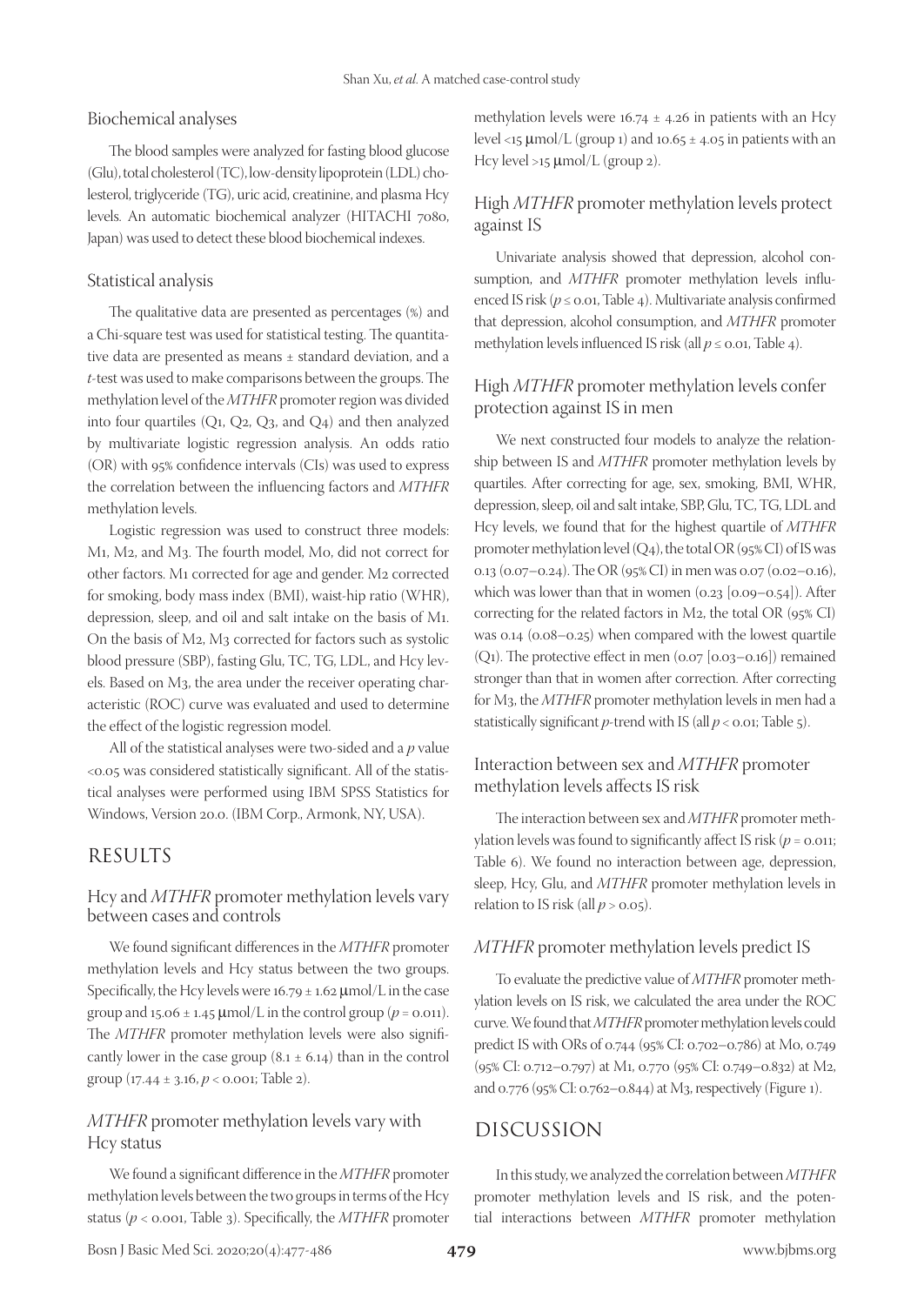### Biochemical analyses

The blood samples were analyzed for fasting blood glucose (Glu), total cholesterol (TC), low-density lipoprotein (LDL) cholesterol, triglyceride (TG), uric acid, creatinine, and plasma Hcy levels. An automatic biochemical analyzer (HITACHI 7080, Japan) was used to detect these blood biochemical indexes.

### Statistical analysis

The qualitative data are presented as percentages (%) and a Chi-square test was used for statistical testing. The quantitative data are presented as means ± standard deviation, and a *t*-test was used to make comparisons between the groups. The methylation level of the *MTHFR* promoter region was divided into four quartiles (Q1, Q2, Q3, and Q4) and then analyzed by multivariate logistic regression analysis. An odds ratio (OR) with 95% confidence intervals (CIs) was used to express the correlation between the influencing factors and *MTHFR* methylation levels.

Logistic regression was used to construct three models: M1, M2, and M3. The fourth model, M0, did not correct for other factors. M1 corrected for age and gender. M2 corrected for smoking, body mass index (BMI), waist-hip ratio (WHR), depression, sleep, and oil and salt intake on the basis of M1. On the basis of M2, M3 corrected for factors such as systolic blood pressure (SBP), fasting Glu, TC, TG, LDL, and Hcy levels. Based on M3, the area under the receiver operating characteristic (ROC) curve was evaluated and used to determine the effect of the logistic regression model.

All of the statistical analyses were two-sided and a *p* value <0.05 was considered statistically significant. All of the statistical analyses were performed using IBM SPSS Statistics for Windows, Version 20.0. (IBM Corp., Armonk, NY, USA).

## RESULTS

### Hcy and *MTHFR* promoter methylation levels vary between cases and controls

We found significant differences in the *MTHFR* promoter methylation levels and Hcy status between the two groups. Specifically, the Hcy levels were 16.79 ± 1.62 μmol/L in the case group and 15.06 ± 1.45 μmol/L in the control group ($p = 0.011$). The *MTHFR* promoter methylation levels were also significantly lower in the case group (8.1 ± 6.14) than in the control group (17.44 ± 3.16, $p < 0.001$; Table 2).

### *MTHFR* promoter methylation levels vary with Hcy status

We found a significant difference in the *MTHFR* promoter methylation levels between the two groups in terms of the Hcy status ($p < 0.001$, Table 3). Specifically, the *MTHFR* promoter methylation levels were 16.74 ± 4.26 in patients with an Hcy level <15 μmol/L (group 1) and 10.65 ± 4.05 in patients with an Hcy level >15 μmol/L (group 2).

### High *MTHFR* promoter methylation levels protect against IS

Univariate analysis showed that depression, alcohol consumption, and *MTHFR* promoter methylation levels influenced IS risk ($p \le 0.01$, Table 4). Multivariate analysis confirmed that depression, alcohol consumption, and *MTHFR* promoter methylation levels influenced IS risk (all $p \le 0.01$, Table 4).

### High *MTHFR* promoter methylation levels confer protection against IS in men

We next constructed four models to analyze the relationship between IS and *MTHFR* promoter methylation levels by quartiles. After correcting for age, sex, smoking, BMI, WHR, depression, sleep, oil and salt intake, SBP, Glu, TC, TG, LDL and Hcy levels, we found that for the highest quartile of *MTHFR* promoter methylation level (Q4), the total OR (95% CI) of IS was 0.13 (0.07–0.24). The OR (95% CI) in men was 0.07 (0.02–0.16), which was lower than that in women (0.23 [0.09–0.54]). After correcting for the related factors in M2, the total OR (95% CI) was 0.14 (0.08–0.25) when compared with the lowest quartile (Q1). The protective effect in men (0.07 [0.03–0.16]) remained stronger than that in women after correction. After correcting for M3, the *MTHFR* promoter methylation levels in men had a statistically significant *p*-trend with IS (all $p < 0.01$; Table 5).

### Interaction between sex and *MTHFR* promoter methylation levels affects IS risk

The interaction between sex and *MTHFR* promoter methylation levels was found to significantly affect IS risk ($p = 0.011$; Table 6). We found no interaction between age, depression, sleep, Hcy, Glu, and *MTHFR* promoter methylation levels in relation to IS risk (all $p > 0.05$).

### *MTHFR* promoter methylation levels predict IS

To evaluate the predictive value of *MTHFR* promoter methylation levels on IS risk, we calculated the area under the ROC curve. We found that *MTHFR* promoter methylation levels could predict IS with ORs of 0.744 (95% CI: 0.702–0.786) at M0, 0.749 (95% CI: 0.712–0.797) at M1, 0.770 (95% CI: 0.749–0.832) at M2, and 0.776 (95% CI: 0.762–0.844) at M3, respectively (Figure 1).

## DISCUSSION

In this study, we analyzed the correlation between *MTHFR* promoter methylation levels and IS risk, and the potential interactions between *MTHFR* promoter methylation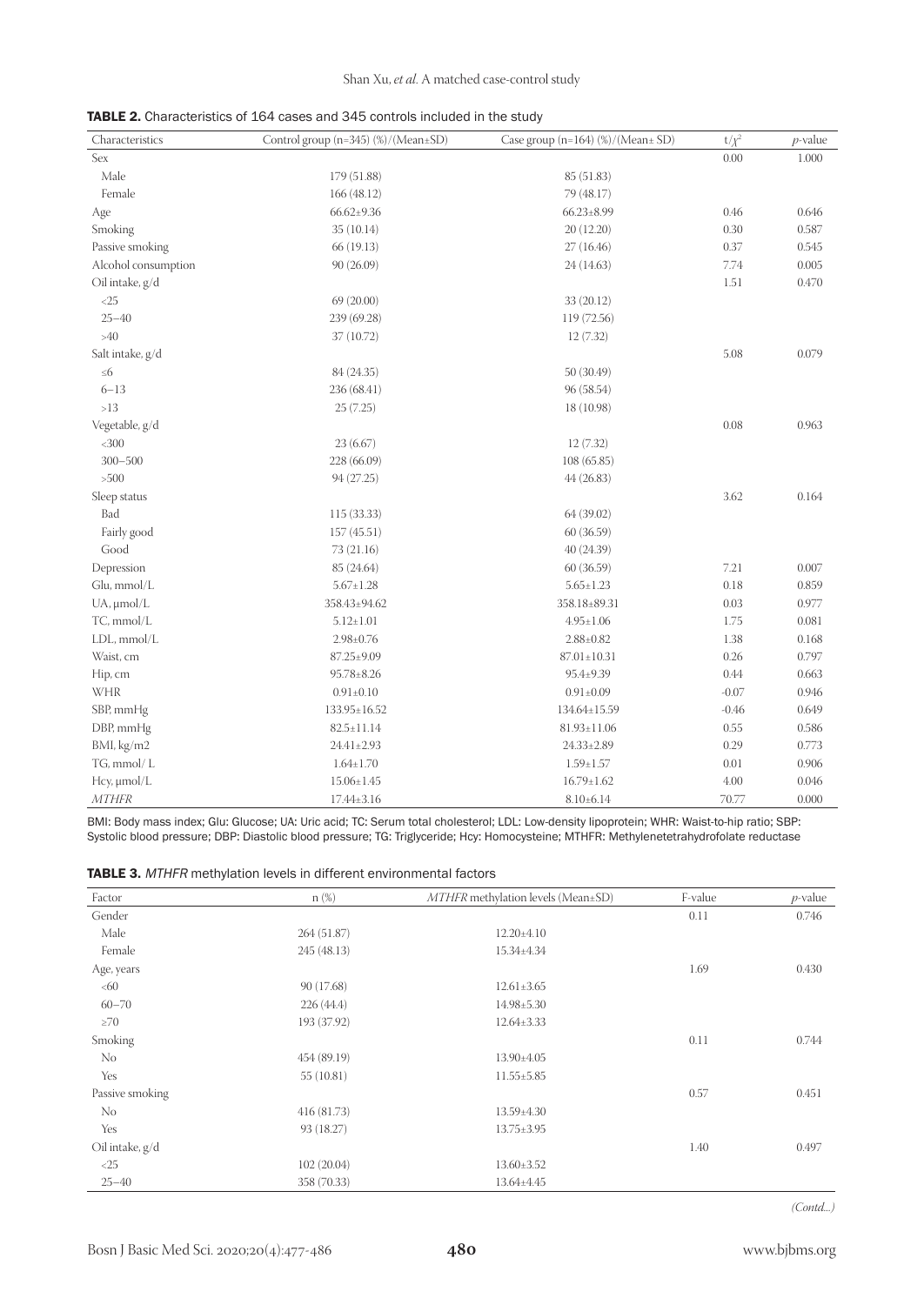**TABLE 2.** Characteristics of 164 cases and 345 controls included in the study

| Characteristics | Control group (n=345) (%)/(Mean±SD) | Case group (n=164) (%)/(Mean± SD) | $t/\chi^2$ | *p*-value |
|---|---|---|---|---|
| Sex | | | 0.00 | 1.000 |
| Male | 179 (51.88) | 85 (51.83) | | |
| Female | 166 (48.12) | 79 (48.17) | | |
| Age | 66.62±9.36 | 66.23±8.99 | 0.46 | 0.646 |
| Smoking | 35 (10.14) | 20 (12.20) | 0.30 | 0.587 |
| Passive smoking | 66 (19.13) | 27 (16.46) | 0.37 | 0.545 |
| Alcohol consumption | 90 (26.09) | 24 (14.63) | 7.74 | 0.005 |
| Oil intake, g/d | | | 1.51 | 0.470 |
| <25 | 69 (20.00) | 33 (20.12) | | |
| 25–40 | 239 (69.28) | 119 (72.56) | | |
| >40 | 37 (10.72) | 12 (7.32) | | |
| Salt intake, g/d | | | 5.08 | 0.079 |
| ≤6 | 84 (24.35) | 50 (30.49) | | |
| 6–13 | 236 (68.41) | 96 (58.54) | | |
| >13 | 25 (7.25) | 18 (10.98) | | |
| Vegetable, g/d | | | 0.08 | 0.963 |
| <300 | 23 (6.67) | 12 (7.32) | | |
| 300–500 | 228 (66.09) | 108 (65.85) | | |
| >500 | 94 (27.25) | 44 (26.83) | | |
| Sleep status | | | 3.62 | 0.164 |
| Bad | 115 (33.33) | 64 (39.02) | | |
| Fairly good | 157 (45.51) | 60 (36.59) | | |
| Good | 73 (21.16) | 40 (24.39) | | |
| Depression | 85 (24.64) | 60 (36.59) | 7.21 | 0.007 |
| Glu, mmol/L | 5.67±1.28 | 5.65±1.23 | 0.18 | 0.859 |
| UA, μmol/L | 358.43±94.62 | 358.18±89.31 | 0.03 | 0.977 |
| TC, mmol/L | 5.12±1.01 | 4.95±1.06 | 1.75 | 0.081 |
| LDL, mmol/L | 2.98±0.76 | 2.88±0.82 | 1.38 | 0.168 |
| Waist, cm | 87.25±9.09 | 87.01±10.31 | 0.26 | 0.797 |
| Hip, cm | 95.78±8.26 | 95.4±9.39 | 0.44 | 0.663 |
| WHR | 0.91±0.10 | 0.91±0.09 | -0.07 | 0.946 |
| SBP, mmHg | 133.95±16.52 | 134.64±15.59 | -0.46 | 0.649 |
| DBP, mmHg | 82.5±11.14 | 81.93±11.06 | 0.55 | 0.586 |
| BMI, kg/m2 | 24.41±2.93 | 24.33±2.89 | 0.29 | 0.773 |
| TG, mmol/ L | 1.64±1.70 | 1.59±1.57 | 0.01 | 0.906 |
| Hcy, μmol/L | 15.06±1.45 | 16.79±1.62 | 4.00 | 0.046 |
| *MTHFR* | 17.44±3.16 | 8.10±6.14 | 70.77 | 0.000 |

BMI: Body mass index; Glu: Glucose; UA: Uric acid; TC: Serum total cholesterol; LDL: Low-density lipoprotein; WHR: Waist-to-hip ratio; SBP: Systolic blood pressure; DBP: Diastolic blood pressure; TG: Triglyceride; Hcy: Homocysteine; MTHFR: Methylenetetrahydrofolate reductase

**TABLE 3.** *MTHFR* methylation levels in different environmental factors

| Factor | n (%) | *MTHFR* methylation levels (Mean±SD) | F-value | *p*-value |
|---|---|---|---|---|
| Gender | | | 0.11 | 0.746 |
| Male | 264 (51.87) | 12.20±4.10 | | |
| Female | 245 (48.13) | 15.34±4.34 | | |
| Age, years | | | 1.69 | 0.430 |
| <60 | 90 (17.68) | 12.61±3.65 | | |
| 60–70 | 226 (44.4) | 14.98±5.30 | | |
| ≥70 | 193 (37.92) | 12.64±3.33 | | |
| Smoking | | | 0.11 | 0.744 |
| No | 454 (89.19) | 13.90±4.05 | | |
| Yes | 55 (10.81) | 11.55±5.85 | | |
| Passive smoking | | | 0.57 | 0.451 |
| No | 416 (81.73) | 13.59±4.30 | | |
| Yes | 93 (18.27) | 13.75±3.95 | | |
| Oil intake, g/d | | | 1.40 | 0.497 |
| <25 | 102 (20.04) | 13.60±3.52 | | |
| 25–40 | 358 (70.33) | 13.64±4.45 | | |

*(Contd...)*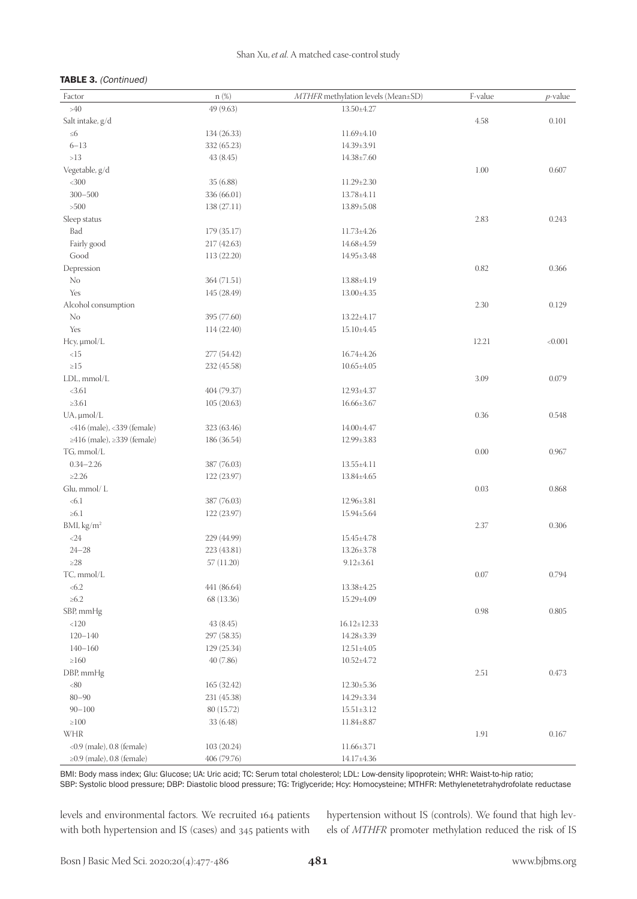**TABLE 3.** *(Continued)*

| Factor | n (%) | *MTHFR* methylation levels (Mean±SD) | F-value | *p*-value |
|---|---|---|---|---|
| >40 | 49 (9.63) | 13.50±4.27 | | |
| Salt intake, g/d | | | 4.58 | 0.101 |
| ≤6 | 134 (26.33) | 11.69±4.10 | | |
| 6–13 | 332 (65.23) | 14.39±3.91 | | |
| >13 | 43 (8.45) | 14.38±7.60 | | |
| Vegetable, g/d | | | 1.00 | 0.607 |
| <300 | 35 (6.88) | 11.29±2.30 | | |
| 300–500 | 336 (66.01) | 13.78±4.11 | | |
| >500 | 138 (27.11) | 13.89±5.08 | | |
| Sleep status | | | 2.83 | 0.243 |
| Bad | 179 (35.17) | 11.73±4.26 | | |
| Fairly good | 217 (42.63) | 14.68±4.59 | | |
| Good | 113 (22.20) | 14.95±3.48 | | |
| Depression | | | 0.82 | 0.366 |
| No | 364 (71.51) | 13.88±4.19 | | |
| Yes | 145 (28.49) | 13.00±4.35 | | |
| Alcohol consumption | | | 2.30 | 0.129 |
| No | 395 (77.60) | 13.22±4.17 | | |
| Yes | 114 (22.40) | 15.10±4.45 | | |
| Hcy, μmol/L | | | 12.21 | <0.001 |
| <15 | 277 (54.42) | 16.74±4.26 | | |
| ≥15 | 232 (45.58) | 10.65±4.05 | | |
| LDL, mmol/L | | | 3.09 | 0.079 |
| <3.61 | 404 (79.37) | 12.93±4.37 | | |
| ≥3.61 | 105 (20.63) | 16.66±3.67 | | |
| UA, μmol/L | | | 0.36 | 0.548 |
| <416 (male), <339 (female) | 323 (63.46) | 14.00±4.47 | | |
| ≥416 (male), ≥339 (female) | 186 (36.54) | 12.99±3.83 | | |
| TG, mmol/L | | | 0.00 | 0.967 |
| 0.34–2.26 | 387 (76.03) | 13.55±4.11 | | |
| ≥2.26 | 122 (23.97) | 13.84±4.65 | | |
| Glu, mmol/ L | | | 0.03 | 0.868 |
| <6.1 | 387 (76.03) | 12.96±3.81 | | |
| ≥6.1 | 122 (23.97) | 15.94±5.64 | | |
| BMI, kg/m$^2$ | | | 2.37 | 0.306 |
| <24 | 229 (44.99) | 15.45±4.78 | | |
| 24–28 | 223 (43.81) | 13.26±3.78 | | |
| ≥28 | 57 (11.20) | 9.12±3.61 | | |
| TC, mmol/L | | | 0.07 | 0.794 |
| <6.2 | 441 (86.64) | 13.38±4.25 | | |
| ≥6.2 | 68 (13.36) | 15.29±4.09 | | |
| SBP, mmHg | | | 0.98 | 0.805 |
| <120 | 43 (8.45) | 16.12±12.33 | | |
| 120–140 | 297 (58.35) | 14.28±3.39 | | |
| 140–160 | 129 (25.34) | 12.51±4.05 | | |
| ≥160 | 40 (7.86) | 10.52±4.72 | | |
| DBP, mmHg | | | 2.51 | 0.473 |
| <80 | 165 (32.42) | 12.30±5.36 | | |
| 80–90 | 231 (45.38) | 14.29±3.34 | | |
| 90–100 | 80 (15.72) | 15.51±3.12 | | |
| ≥100 | 33 (6.48) | 11.84±8.87 | | |
| WHR | | | 1.91 | 0.167 |
| <0.9 (male), 0.8 (female) | 103 (20.24) | 11.66±3.71 | | |
| ≥0.9 (male), 0.8 (female) | 406 (79.76) | 14.17±4.36 | | |

BMI: Body mass index; Glu: Glucose; UA: Uric acid; TC: Serum total cholesterol; LDL: Low-density lipoprotein; WHR: Waist-to-hip ratio; SBP: Systolic blood pressure; DBP: Diastolic blood pressure; TG: Triglyceride; Hcy: Homocysteine; MTHFR: Methylenetetrahydrofolate reductase

levels and environmental factors. We recruited 164 patients with both hypertension and IS (cases) and 345 patients with hypertension without IS (controls). We found that high levels of *MTHFR* promoter methylation reduced the risk of IS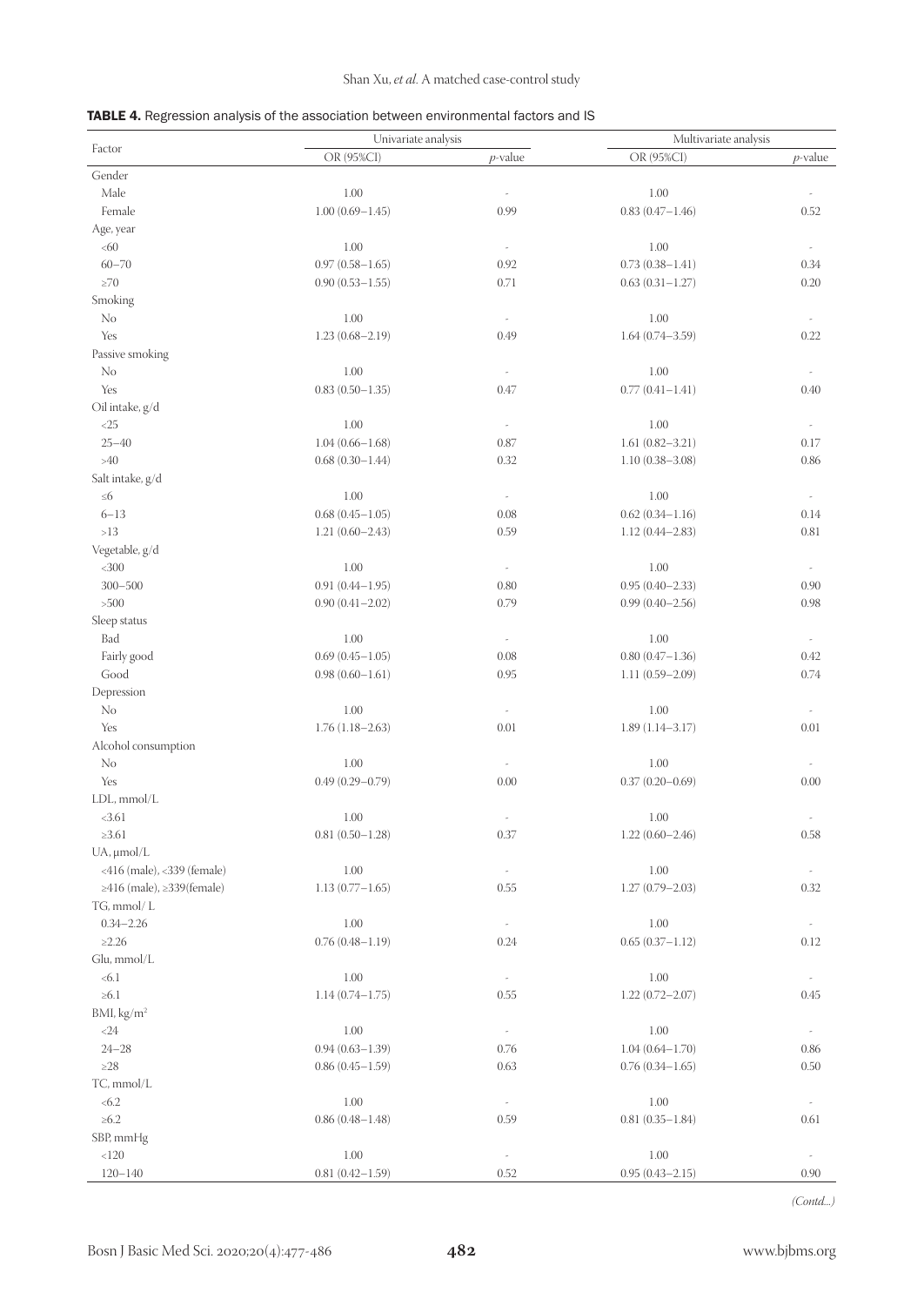**TABLE 4.** Regression analysis of the association between environmental factors and IS

| Factor | Univariate analysis | | Multivariate analysis | |
|---|---|---|---|---|
| | OR (95%CI) | *p*-value | OR (95%CI) | *p*-value |
| Gender | | | | |
| Male | 1.00 | - | 1.00 | - |
| Female | 1.00 (0.69–1.45) | 0.99 | 0.83 (0.47–1.46) | 0.52 |
| Age, year | | | | |
| <60 | 1.00 | - | 1.00 | - |
| 60–70 | 0.97 (0.58–1.65) | 0.92 | 0.73 (0.38–1.41) | 0.34 |
| ≥70 | 0.90 (0.53–1.55) | 0.71 | 0.63 (0.31–1.27) | 0.20 |
| Smoking | | | | |
| No | 1.00 | - | 1.00 | - |
| Yes | 1.23 (0.68–2.19) | 0.49 | 1.64 (0.74–3.59) | 0.22 |
| Passive smoking | | | | |
| No | 1.00 | - | 1.00 | - |
| Yes | 0.83 (0.50–1.35) | 0.47 | 0.77 (0.41–1.41) | 0.40 |
| Oil intake, g/d | | | | |
| <25 | 1.00 | - | 1.00 | - |
| 25–40 | 1.04 (0.66–1.68) | 0.87 | 1.61 (0.82–3.21) | 0.17 |
| >40 | 0.68 (0.30–1.44) | 0.32 | 1.10 (0.38–3.08) | 0.86 |
| Salt intake, g/d | | | | |
| ≤6 | 1.00 | - | 1.00 | - |
| 6–13 | 0.68 (0.45–1.05) | 0.08 | 0.62 (0.34–1.16) | 0.14 |
| >13 | 1.21 (0.60–2.43) | 0.59 | 1.12 (0.44–2.83) | 0.81 |
| Vegetable, g/d | | | | |
| <300 | 1.00 | - | 1.00 | - |
| 300–500 | 0.91 (0.44–1.95) | 0.80 | 0.95 (0.40–2.33) | 0.90 |
| >500 | 0.90 (0.41–2.02) | 0.79 | 0.99 (0.40–2.56) | 0.98 |
| Sleep status | | | | |
| Bad | 1.00 | - | 1.00 | - |
| Fairly good | 0.69 (0.45–1.05) | 0.08 | 0.80 (0.47–1.36) | 0.42 |
| Good | 0.98 (0.60–1.61) | 0.95 | 1.11 (0.59–2.09) | 0.74 |
| Depression | | | | |
| No | 1.00 | - | 1.00 | - |
| Yes | 1.76 (1.18–2.63) | 0.01 | 1.89 (1.14–3.17) | 0.01 |
| Alcohol consumption | | | | |
| No | 1.00 | - | 1.00 | - |
| Yes | 0.49 (0.29–0.79) | 0.00 | 0.37 (0.20–0.69) | 0.00 |
| LDL, mmol/L | | | | |
| <3.61 | 1.00 | - | 1.00 | - |
| ≥3.61 | 0.81 (0.50–1.28) | 0.37 | 1.22 (0.60–2.46) | 0.58 |
| UA, μmol/L | | | | |
| <416 (male), <339 (female) | 1.00 | - | 1.00 | - |
| ≥416 (male), ≥339(female) | 1.13 (0.77–1.65) | 0.55 | 1.27 (0.79–2.03) | 0.32 |
| TG, mmol/ L | | | | |
| 0.34–2.26 | 1.00 | - | 1.00 | - |
| ≥2.26 | 0.76 (0.48–1.19) | 0.24 | 0.65 (0.37–1.12) | 0.12 |
| Glu, mmol/L | | | | |
| <6.1 | 1.00 | - | 1.00 | - |
| ≥6.1 | 1.14 (0.74–1.75) | 0.55 | 1.22 (0.72–2.07) | 0.45 |
| BMI, kg/m$^2$ | | | | |
| <24 | 1.00 | - | 1.00 | - |
| 24–28 | 0.94 (0.63–1.39) | 0.76 | 1.04 (0.64–1.70) | 0.86 |
| ≥28 | 0.86 (0.45–1.59) | 0.63 | 0.76 (0.34–1.65) | 0.50 |
| TC, mmol/L | | | | |
| <6.2 | 1.00 | - | 1.00 | - |
| ≥6.2 | 0.86 (0.48–1.48) | 0.59 | 0.81 (0.35–1.84) | 0.61 |
| SBP, mmHg | | | | |
| <120 | 1.00 | - | 1.00 | - |
| 120–140 | 0.81 (0.42–1.59) | 0.52 | 0.95 (0.43–2.15) | 0.90 |

*(Contd...)*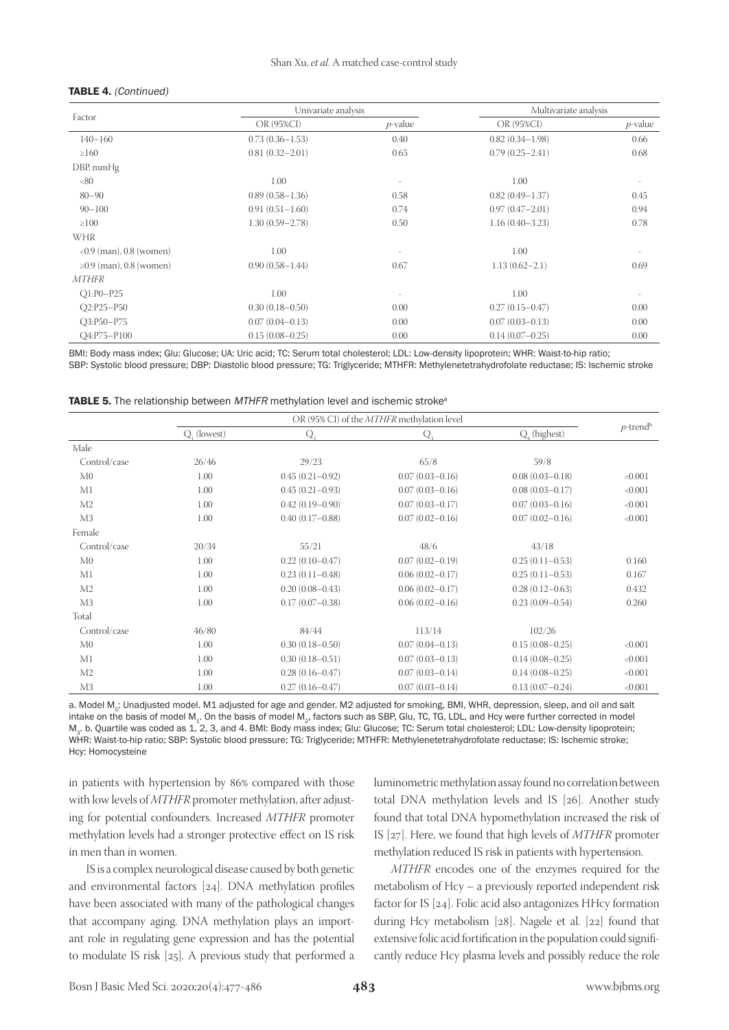**TABLE 4.** *(Continued)*

| Factor | Univariate analysis | | Multivariate analysis | |
|---|---|---|---|---|
| | OR (95%CI) | *p*-value | OR (95%CI) | *p*-value |
| 140–160 | 0.73 (0.36–1.53) | 0.40 | 0.82 (0.34–1.98) | 0.66 |
| ≥160 | 0.81 (0.32–2.01) | 0.65 | 0.79 (0.25–2.41) | 0.68 |
| DBP, mmHg | | | | |
| <80 | 1.00 | - | 1.00 | - |
| 80–90 | 0.89 (0.58–1.36) | 0.58 | 0.82 (0.49–1.37) | 0.45 |
| 90–100 | 0.91 (0.51–1.60) | 0.74 | 0.97 (0.47–2.01) | 0.94 |
| ≥100 | 1.30 (0.59–2.78) | 0.50 | 1.16 (0.40–3.23) | 0.78 |
| WHR | | | | |
| <0.9 (man), 0.8 (women) | 1.00 | - | 1.00 | - |
| ≥0.9 (man), 0.8 (women) | 0.90 (0.58–1.44) | 0.67 | 1.13 (0.62–2.1) | 0.69 |
| *MTHFR* | | | | |
| Q1:P0–P25 | 1.00 | - | 1.00 | - |
| Q2:P25–P50 | 0.30 (0.18–0.50) | 0.00 | 0.27 (0.15–0.47) | 0.00 |
| Q3:P50–P75 | 0.07 (0.04–0.13) | 0.00 | 0.07 (0.03–0.13) | 0.00 |
| Q4:P75–P100 | 0.15 (0.08–0.25) | 0.00 | 0.14 (0.07–0.25) | 0.00 |

BMI: Body mass index; Glu: Glucose; UA: Uric acid; TC: Serum total cholesterol; LDL: Low-density lipoprotein; WHR: Waist-to-hip ratio; SBP: Systolic blood pressure; DBP: Diastolic blood pressure; TG: Triglyceride; MTHFR: Methylenetetrahydrofolate reductase; IS: Ischemic stroke

**TABLE 5.** The relationship between *MTHFR* methylation level and ischemic stroke[a]

| | OR (95% CI) of the *MTHFR* methylation level | | | | *p*-trend[b] |
|---|---|---|---|---|---|
| | $Q_1$ (lowest) | $Q_2$ | $Q_3$ | $Q_4$ (highest) | |
| Male | | | | | |
| Control/case | 26/46 | 29/23 | 65/8 | 59/8 | |
| M0 | 1.00 | 0.45 (0.21–0.92) | 0.07 (0.03–0.16) | 0.08 (0.03–0.18) | <0.001 |
| M1 | 1.00 | 0.45 (0.21–0.93) | 0.07 (0.03–0.16) | 0.08 (0.03–0.17) | <0.001 |
| M2 | 1.00 | 0.42 (0.19–0.90) | 0.07 (0.03–0.16) | 0.07 (0.03–0.16) | <0.001 |
| M3 | 1.00 | 0.40 (0.17–0.88) | 0.07 (0.02–0.16) | 0.07 (0.02–0.16) | <0.001 |
| Female | | | | | |
| Control/case | 20/34 | 55/21 | 48/6 | 43/18 | |
| M0 | 1.00 | 0.22 (0.10–0.47) | 0.07 (0.02–0.19) | 0.25 (0.11–0.53) | 0.160 |
| M1 | 1.00 | 0.23 (0.11–0.48) | 0.06 (0.02–0.17) | 0.25 (0.11–0.53) | 0.167 |
| M2 | 1.00 | 0.20 (0.08–0.43) | 0.06 (0.02–0.17) | 0.28 (0.12–0.63) | 0.432 |
| M3 | 1.00 | 0.17 (0.07–0.38) | 0.06 (0.02–0.16) | 0.23 (0.09–0.54) | 0.260 |
| Total | | | | | |
| Control/case | 46/80 | 84/44 | 113/14 | 102/26 | |
| M0 | 1.00 | 0.30 (0.18–0.50) | 0.07 (0.04–0.13) | 0.15 (0.08–0.25) | <0.001 |
| M1 | 1.00 | 0.30 (0.18–0.51) | 0.07 (0.03–0.13) | 0.14 (0.08–0.25) | <0.001 |
| M2 | 1.00 | 0.28 (0.16–0.47) | 0.07 (0.03–0.14) | 0.14 (0.08–0.25) | <0.001 |
| M3 | 1.00 | 0.27 (0.16–0.47) | 0.07 (0.03–0.14) | 0.13 (0.07–0.24) | <0.001 |

a. Model $M_0$: Unadjusted model. M1 adjusted for age and gender. M2 adjusted for smoking, BMI, WHR, depression, sleep, and oil and salt intake on the basis of model $M_1$. On the basis of model $M_2$, factors such as SBP, Glu, TC, TG, LDL, and Hcy were further corrected in model $M_3$. b. Quartile was coded as 1, 2, 3, and 4. BMI: Body mass index; Glu: Glucose; TC: Serum total cholesterol; LDL: Low-density lipoprotein; WHR: Waist-to-hip ratio; SBP: Systolic blood pressure; TG: Triglyceride; MTHFR: Methylenetetrahydrofolate reductase; IS: Ischemic stroke; Hcy: Homocysteine

in patients with hypertension by 86% compared with those with low levels of *MTHFR* promoter methylation, after adjusting for potential confounders. Increased *MTHFR* promoter methylation levels had a stronger protective effect on IS risk in men than in women.

IS is a complex neurological disease caused by both genetic and environmental factors [24]. DNA methylation profiles have been associated with many of the pathological changes that accompany aging. DNA methylation plays an important role in regulating gene expression and has the potential to modulate IS risk [25]. A previous study that performed a luminometric methylation assay found no correlation between total DNA methylation levels and IS [26]. Another study found that total DNA hypomethylation increased the risk of IS [27]. Here, we found that high levels of *MTHFR* promoter methylation reduced IS risk in patients with hypertension.

*MTHFR* encodes one of the enzymes required for the metabolism of Hcy – a previously reported independent risk factor for IS [24]. Folic acid also antagonizes HHcy formation during Hcy metabolism [28]. Nagele et al. [22] found that extensive folic acid fortification in the population could significantly reduce Hcy plasma levels and possibly reduce the role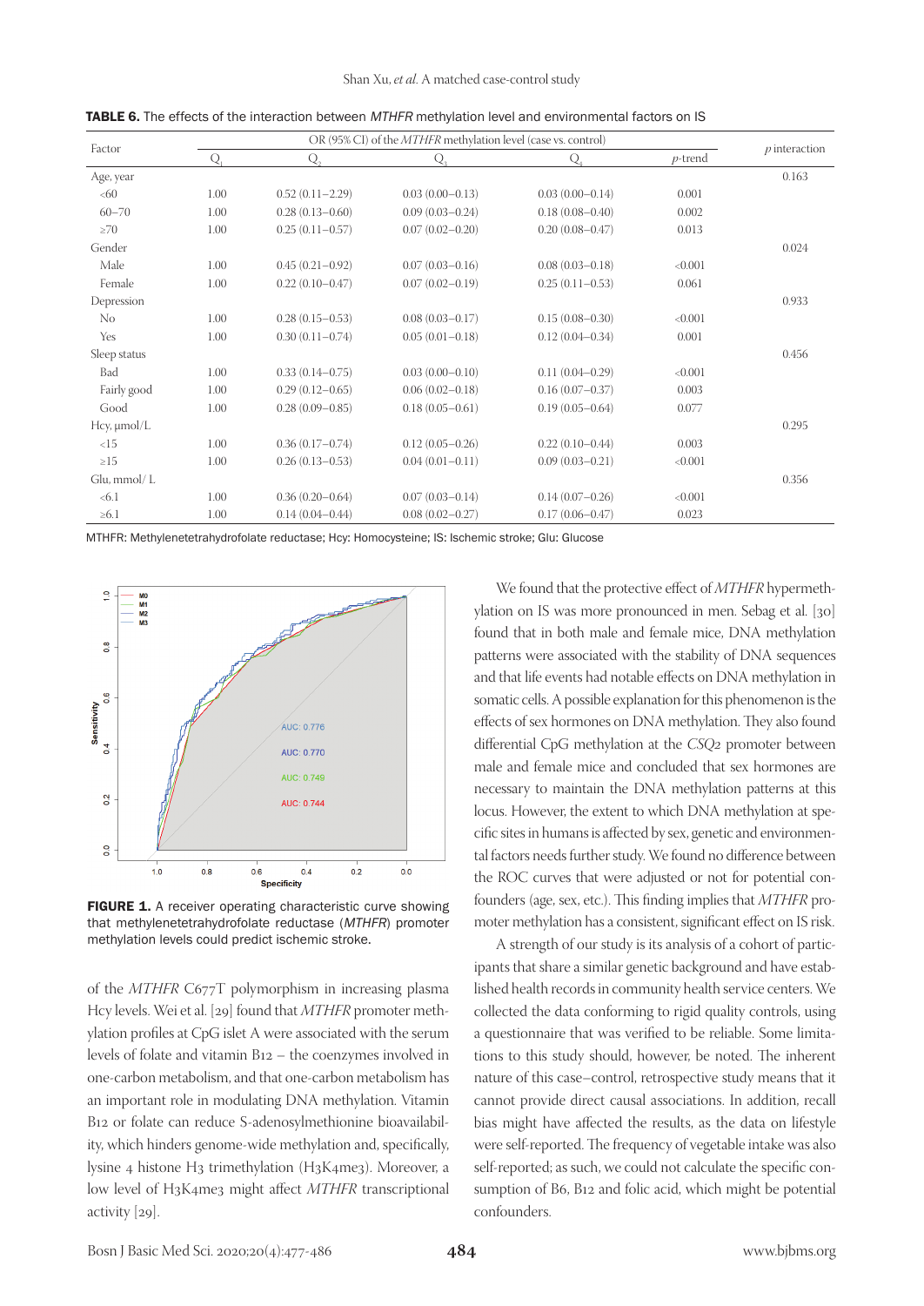**TABLE 6.** The effects of the interaction between *MTHFR* methylation level and environmental factors on IS

| Factor | OR (95% CI) of the *MTHFR* methylation level (case vs. control) | | | | | *p* interaction |
|---|---|---|---|---|---|---|
| | $Q_1$ | $Q_2$ | $Q_3$ | $Q_4$ | *p*-trend | |
| Age, year | | | | | | 0.163 |
| <60 | 1.00 | 0.52 (0.11–2.29) | 0.03 (0.00–0.13) | 0.03 (0.00–0.14) | 0.001 | |
| 60–70 | 1.00 | 0.28 (0.13–0.60) | 0.09 (0.03–0.24) | 0.18 (0.08–0.40) | 0.002 | |
| ≥70 | 1.00 | 0.25 (0.11–0.57) | 0.07 (0.02–0.20) | 0.20 (0.08–0.47) | 0.013 | |
| Gender | | | | | | 0.024 |
| Male | 1.00 | 0.45 (0.21–0.92) | 0.07 (0.03–0.16) | 0.08 (0.03–0.18) | <0.001 | |
| Female | 1.00 | 0.22 (0.10–0.47) | 0.07 (0.02–0.19) | 0.25 (0.11–0.53) | 0.061 | |
| Depression | | | | | | 0.933 |
| No | 1.00 | 0.28 (0.15–0.53) | 0.08 (0.03–0.17) | 0.15 (0.08–0.30) | <0.001 | |
| Yes | 1.00 | 0.30 (0.11–0.74) | 0.05 (0.01–0.18) | 0.12 (0.04–0.34) | 0.001 | |
| Sleep status | | | | | | 0.456 |
| Bad | 1.00 | 0.33 (0.14–0.75) | 0.03 (0.00–0.10) | 0.11 (0.04–0.29) | <0.001 | |
| Fairly good | 1.00 | 0.29 (0.12–0.65) | 0.06 (0.02–0.18) | 0.16 (0.07–0.37) | 0.003 | |
| Good | 1.00 | 0.28 (0.09–0.85) | 0.18 (0.05–0.61) | 0.19 (0.05–0.64) | 0.077 | |
| Hcy, μmol/L | | | | | | 0.295 |
| <15 | 1.00 | 0.36 (0.17–0.74) | 0.12 (0.05–0.26) | 0.22 (0.10–0.44) | 0.003 | |
| ≥15 | 1.00 | 0.26 (0.13–0.53) | 0.04 (0.01–0.11) | 0.09 (0.03–0.21) | <0.001 | |
| Glu, mmol/L | | | | | | 0.356 |
| <6.1 | 1.00 | 0.36 (0.20–0.64) | 0.07 (0.03–0.14) | 0.14 (0.07–0.26) | <0.001 | |
| ≥6.1 | 1.00 | 0.14 (0.04–0.44) | 0.08 (0.02–0.27) | 0.17 (0.06–0.47) | 0.023 | |

MTHFR: Methylenetetrahydrofolate reductase; Hcy: Homocysteine; IS: Ischemic stroke; Glu: Glucose

**FIGURE 1.** A receiver operating characteristic curve showing that methylenetetrahydrofolate reductase (*MTHFR*) promoter methylation levels could predict ischemic stroke.

of the *MTHFR* C677T polymorphism in increasing plasma Hcy levels. Wei et al. [29] found that *MTHFR* promoter methylation profiles at CpG islet A were associated with the serum levels of folate and vitamin B12 – the coenzymes involved in one-carbon metabolism, and that one-carbon metabolism has an important role in modulating DNA methylation. Vitamin B12 or folate can reduce S-adenosylmethionine bioavailability, which hinders genome-wide methylation and, specifically, lysine 4 histone H3 trimethylation (H3K4me3). Moreover, a low level of H3K4me3 might affect *MTHFR* transcriptional activity [29].

We found that the protective effect of *MTHFR* hypermethylation on IS was more pronounced in men. Sebag et al. [30] found that in both male and female mice, DNA methylation patterns were associated with the stability of DNA sequences and that life events had notable effects on DNA methylation in somatic cells. A possible explanation for this phenomenon is the effects of sex hormones on DNA methylation. They also found differential CpG methylation at the *CSQ2* promoter between male and female mice and concluded that sex hormones are necessary to maintain the DNA methylation patterns at this locus. However, the extent to which DNA methylation at specific sites in humans is affected by sex, genetic and environmental factors needs further study. We found no difference between the ROC curves that were adjusted or not for potential confounders (age, sex, etc.). This finding implies that *MTHFR* promoter methylation has a consistent, significant effect on IS risk.

A strength of our study is its analysis of a cohort of participants that share a similar genetic background and have established health records in community health service centers. We collected the data conforming to rigid quality controls, using a questionnaire that was verified to be reliable. Some limitations to this study should, however, be noted. The inherent nature of this case–control, retrospective study means that it cannot provide direct causal associations. In addition, recall bias might have affected the results, as the data on lifestyle were self-reported. The frequency of vegetable intake was also self-reported; as such, we could not calculate the specific consumption of B6, B12 and folic acid, which might be potential confounders.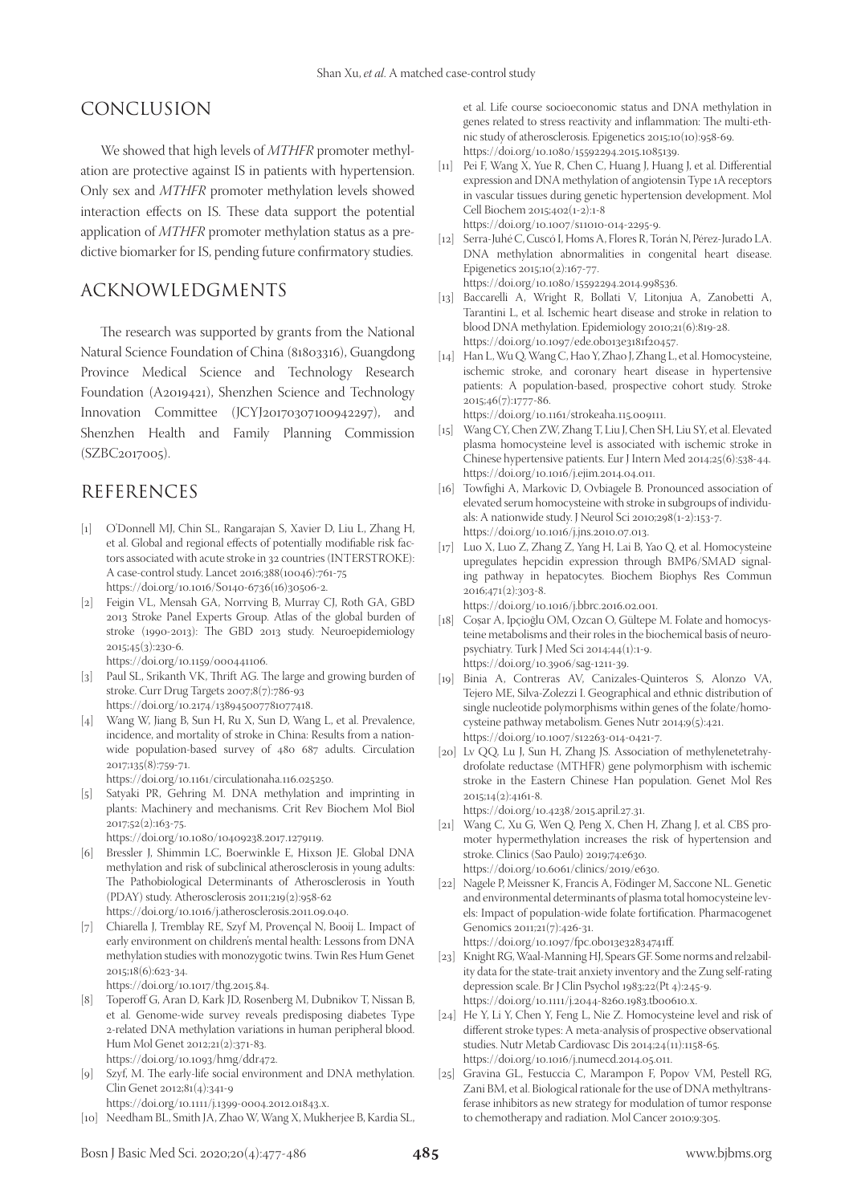## CONCLUSION

We showed that high levels of *MTHFR* promoter methylation are protective against IS in patients with hypertension. Only sex and *MTHFR* promoter methylation levels showed interaction effects on IS. These data support the potential application of *MTHFR* promoter methylation status as a predictive biomarker for IS, pending future confirmatory studies.

## ACKNOWLEDGMENTS

The research was supported by grants from the National Natural Science Foundation of China (81803316), Guangdong Province Medical Science and Technology Research Foundation (A2019421), Shenzhen Science and Technology Innovation Committee (JCYJ20170307100942297), and Shenzhen Health and Family Planning Commission (SZBC2017005).

## REFERENCES

[1] O'Donnell MJ, Chin SL, Rangarajan S, Xavier D, Liu L, Zhang H, et al. Global and regional effects of potentially modifiable risk factors associated with acute stroke in 32 countries (INTERSTROKE): A case-control study. Lancet 2016;388(10046):761-75 https://doi.org/10.1016/S0140-6736(16)30506-2.

[2] Feigin VL, Mensah GA, Norrving B, Murray CJ, Roth GA, GBD 2013 Stroke Panel Experts Group. Atlas of the global burden of stroke (1990-2013): The GBD 2013 study. Neuroepidemiology 2015;45(3):230-6. https://doi.org/10.1159/000441106.

[3] Paul SL, Srikanth VK, Thrift AG. The large and growing burden of stroke. Curr Drug Targets 2007;8(7):786-93 https://doi.org/10.2174/138945007781077418.

[4] Wang W, Jiang B, Sun H, Ru X, Sun D, Wang L, et al. Prevalence, incidence, and mortality of stroke in China: Results from a nationwide population-based survey of 480 687 adults. Circulation 2017;135(8):759-71. https://doi.org/10.1161/circulationaha.116.025250.

[5] Satyaki PR, Gehring M. DNA methylation and imprinting in plants: Machinery and mechanisms. Crit Rev Biochem Mol Biol 2017;52(2):163-75. https://doi.org/10.1080/10409238.2017.1279119.

[6] Bressler J, Shimmin LC, Boerwinkle E, Hixson JE. Global DNA methylation and risk of subclinical atherosclerosis in young adults: The Pathobiological Determinants of Atherosclerosis in Youth (PDAY) study. Atherosclerosis 2011;219(2):958-62 https://doi.org/10.1016/j.atherosclerosis.2011.09.040.

[7] Chiarella J, Tremblay RE, Szyf M, Provençal N, Booij L. Impact of early environment on children's mental health: Lessons from DNA methylation studies with monozygotic twins. Twin Res Hum Genet 2015;18(6):623-34. https://doi.org/10.1017/thg.2015.84.

[8] Toperoff G, Aran D, Kark JD, Rosenberg M, Dubnikov T, Nissan B, et al. Genome-wide survey reveals predisposing diabetes Type 2-related DNA methylation variations in human peripheral blood. Hum Mol Genet 2012;21(2):371-83. https://doi.org/10.1093/hmg/ddr472.

[9] Szyf, M. The early-life social environment and DNA methylation. Clin Genet 2012;81(4):341-9 https://doi.org/10.1111/j.1399-0004.2012.01843.x.

[10] Needham BL, Smith JA, Zhao W, Wang X, Mukherjee B, Kardia SL, et al. Life course socioeconomic status and DNA methylation in genes related to stress reactivity and inflammation: The multi-ethnic study of atherosclerosis. Epigenetics 2015;10(10):958-69. https://doi.org/10.1080/15592294.2015.1085139.

[11] Pei F, Wang X, Yue R, Chen C, Huang J, Huang J, et al. Differential expression and DNA methylation of angiotensin Type 1A receptors in vascular tissues during genetic hypertension development. Mol Cell Biochem 2015;402(1-2):1-8 https://doi.org/10.1007/s11010-014-2295-9.

[12] Serra-Juhé C, Cuscó I, Homs A, Flores R, Torán N, Pérez-Jurado LA. DNA methylation abnormalities in congenital heart disease. Epigenetics 2015;10(2):167-77. https://doi.org/10.1080/15592294.2014.998536.

[13] Baccarelli A, Wright R, Bollati V, Litonjua A, Zanobetti A, Tarantini L, et al. Ischemic heart disease and stroke in relation to blood DNA methylation. Epidemiology 2010;21(6):819-28. https://doi.org/10.1097/ede.0b013e3181f20457.

[14] Han L, Wu Q, Wang C, Hao Y, Zhao J, Zhang L, et al. Homocysteine, ischemic stroke, and coronary heart disease in hypertensive patients: A population-based, prospective cohort study. Stroke 2015;46(7):1777-86. https://doi.org/10.1161/strokeaha.115.009111.

[15] Wang CY, Chen ZW, Zhang T, Liu J, Chen SH, Liu SY, et al. Elevated plasma homocysteine level is associated with ischemic stroke in Chinese hypertensive patients. Eur J Intern Med 2014;25(6):538-44. https://doi.org/10.1016/j.ejim.2014.04.011.

[16] Towfighi A, Markovic D, Ovbiagele B. Pronounced association of elevated serum homocysteine with stroke in subgroups of individuals: A nationwide study. J Neurol Sci 2010;298(1-2):153-7. https://doi.org/10.1016/j.jns.2010.07.013.

[17] Luo X, Luo Z, Zhang Z, Yang H, Lai B, Yao Q, et al. Homocysteine upregulates hepcidin expression through BMP6/SMAD signaling pathway in hepatocytes. Biochem Biophys Res Commun 2016;471(2):303-8. https://doi.org/10.1016/j.bbrc.2016.02.001.

[18] Coşar A, Ipçioğlu OM, Ozcan O, Gültepe M. Folate and homocysteine metabolisms and their roles in the biochemical basis of neuropsychiatry. Turk J Med Sci 2014;44(1):1-9. https://doi.org/10.3906/sag-1211-39.

[19] Binia A, Contreras AV, Canizales-Quinteros S, Alonzo VA, Tejero ME, Silva-Zolezzi I. Geographical and ethnic distribution of single nucleotide polymorphisms within genes of the folate/homocysteine pathway metabolism. Genes Nutr 2014;9(5):421. https://doi.org/10.1007/s12263-014-0421-7.

[20] Lv QQ, Lu J, Sun H, Zhang JS. Association of methylenetetrahydrofolate reductase (MTHFR) gene polymorphism with ischemic stroke in the Eastern Chinese Han population. Genet Mol Res 2015;14(2):4161-8. https://doi.org/10.4238/2015.april.27.31.

[21] Wang C, Xu G, Wen Q, Peng X, Chen H, Zhang J, et al. CBS promoter hypermethylation increases the risk of hypertension and stroke. Clinics (Sao Paulo) 2019;74:e630. https://doi.org/10.6061/clinics/2019/e630.

[22] Nagele P, Meissner K, Francis A, Födinger M, Saccone NL. Genetic and environmental determinants of plasma total homocysteine levels: Impact of population-wide folate fortification. Pharmacogenet Genomics 2011;21(7):426-31. https://doi.org/10.1097/fpc.0b013e32834741ff.

[23] Knight RG, Waal-Manning HJ, Spears GF. Some norms and reliability data for the state-trait anxiety inventory and the Zung self-rating depression scale. Br J Clin Psychol 1983;22(Pt 4):245-9. https://doi.org/10.1111/j.2044-8260.1983.tb00610.x.

[24] He Y, Li Y, Chen Y, Feng L, Nie Z. Homocysteine level and risk of different stroke types: A meta-analysis of prospective observational studies. Nutr Metab Cardiovasc Dis 2014;24(11):1158-65. https://doi.org/10.1016/j.numecd.2014.05.011.

[25] Gravina GL, Festuccia C, Marampon F, Popov VM, Pestell RG, Zani BM, et al. Biological rationale for the use of DNA methyltransferase inhibitors as new strategy for modulation of tumor response to chemotherapy and radiation. Mol Cancer 2010;9:305.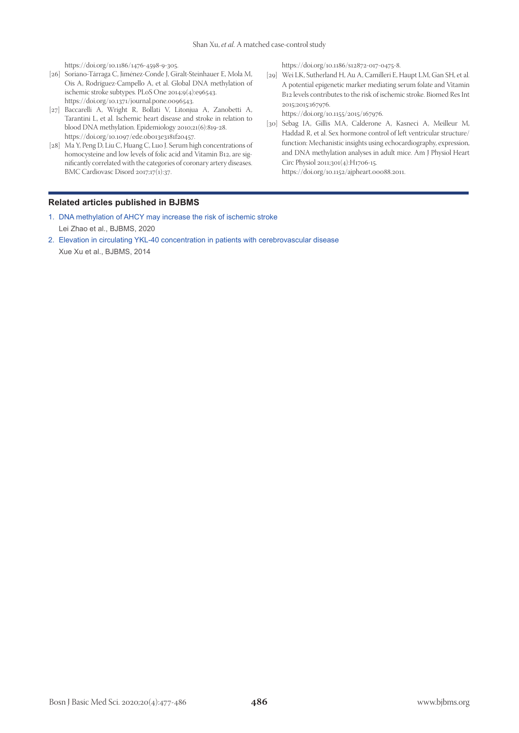https://doi.org/10.1186/1476-4598-9-305.

[26] Soriano-Tárraga C, Jiménez-Conde J, Giralt-Steinhauer E, Mola M, Ois A, Rodríguez-Campello A, et al. Global DNA methylation of ischemic stroke subtypes. PLoS One 2014;9(4):e96543. https://doi.org/10.1371/journal.pone.0096543.

[27] Baccarelli A, Wright R, Bollati V, Litonjua A, Zanobetti A, Tarantini L, et al. Ischemic heart disease and stroke in relation to blood DNA methylation. Epidemiology 2010;21(6):819-28. https://doi.org/10.1097/ede.0b013e3181f20457.

[28] Ma Y, Peng D, Liu C, Huang C, Luo J. Serum high concentrations of homocysteine and low levels of folic acid and Vitamin B12, are significantly correlated with the categories of coronary artery diseases. BMC Cardiovasc Disord 2017;17(1):37. https://doi.org/10.1186/s12872-017-0475-8.

[29] Wei LK, Sutherland H, Au A, Camilleri E, Haupt LM, Gan SH, et al. A potential epigenetic marker mediating serum folate and Vitamin B12 levels contributes to the risk of ischemic stroke. Biomed Res Int 2015;2015:167976. https://doi.org/10.1155/2015/167976.

[30] Sebag IA, Gillis MA, Calderone A, Kasneci A, Meilleur M, Haddad R, et al. Sex hormone control of left ventricular structure/function: Mechanistic insights using echocardiography, expression, and DNA methylation analyses in adult mice. Am J Physiol Heart Circ Physiol 2011;301(4):H1706-15. https://doi.org/10.1152/ajpheart.00088.2011.

## Related articles published in BJBMS

1. DNA methylation of AHCY may increase the risk of ischemic stroke
   Lei Zhao et al., BJBMS, 2020
2. Elevation in circulating YKL-40 concentration in patients with cerebrovascular disease
   Xue Xu et al., BJBMS, 2014